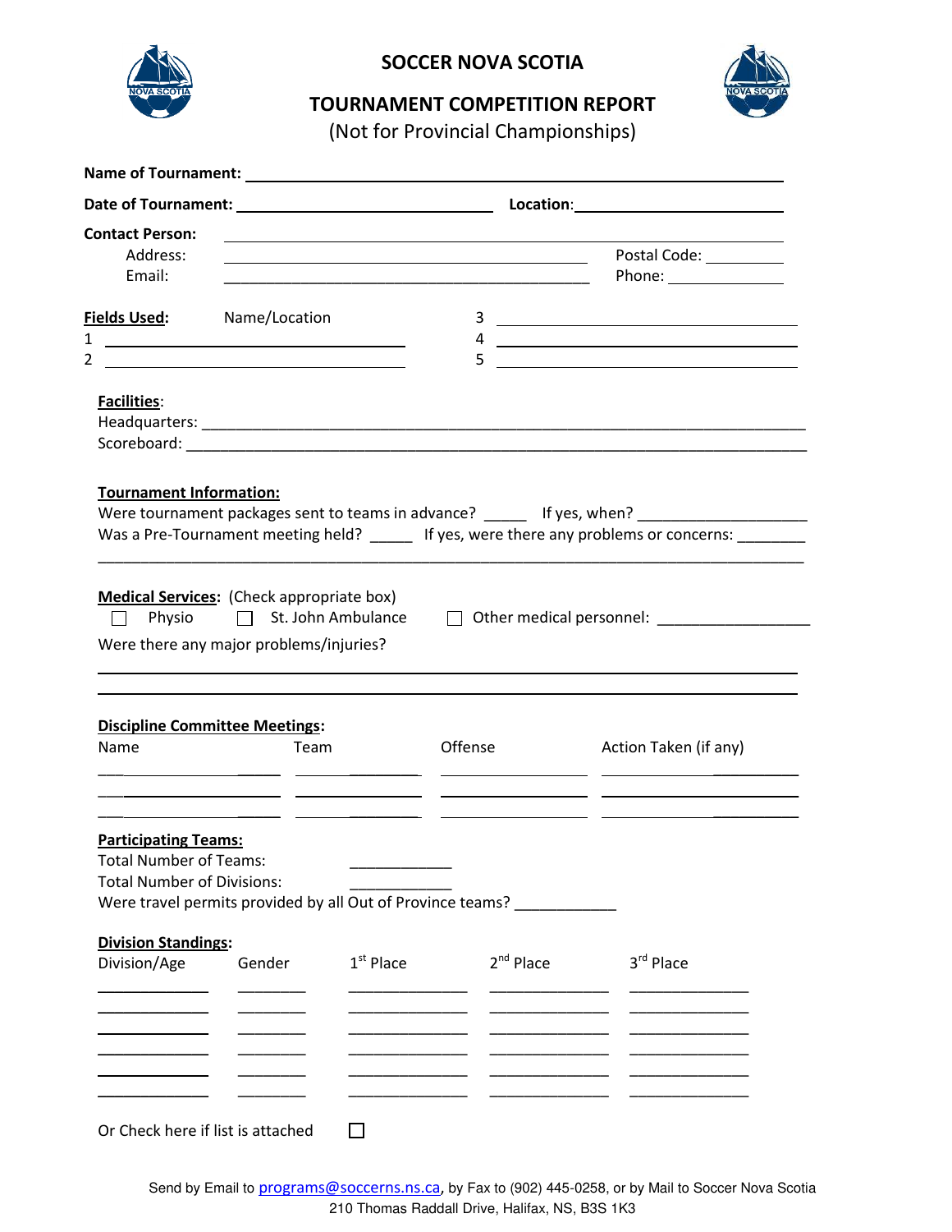# SOCCER NOVA SCOTIA

## TOURNAMENT COMPETITION REPORT

(Not for Provincial Championships)

**Name of Tournament:** ______________________________________________

**Date of Tournament:** ______________________ **Location:** ______________________

**Contact Person:** ______________________________________________

Address: ______________________________________ Postal Code: __________

Email: ______________________________________ Phone: ______________

**Fields Used:** Name/Location

1 ______________________________ 3 ______________________________

2 ______________________________ 4 ______________________________

5 ______________________________

**Facilities:**

Headquarters: ______________________________________________

Scoreboard: ______________________________________________

**Tournament Information:**

Were tournament packages sent to teams in advance? _____ If yes, when? ____________________

Was a Pre-Tournament meeting held? _____ If yes, were there any problems or concerns: ________

______________________________________________________________________________

**Medical Services:** (Check appropriate box)

☐ Physio ☐ St. John Ambulance ☐ Other medical personnel: __________________

Were there any major problems/injuries?

______________________________________________________________________________

______________________________________________________________________________

**Discipline Committee Meetings:**

| Name | Team | Offense | Action Taken (if any) |
|---|---|---|---|
| | | | |
| | | | |
| | | | |

**Participating Teams:**

Total Number of Teams: ____________

Total Number of Divisions: ____________

Were travel permits provided by all Out of Province teams? ____________

**Division Standings:**

| Division/Age | Gender | 1st Place | 2nd Place | 3rd Place |
|---|---|---|---|---|
| | | | | |
| | | | | |
| | | | | |
| | | | | |
| | | | | |
| | | | | |

Or Check here if list is attached ☐

Send by Email to programs@soccerns.ns.ca, by Fax to (902) 445-0258, or by Mail to Soccer Nova Scotia 210 Thomas Raddall Drive, Halifax, NS, B3S 1K3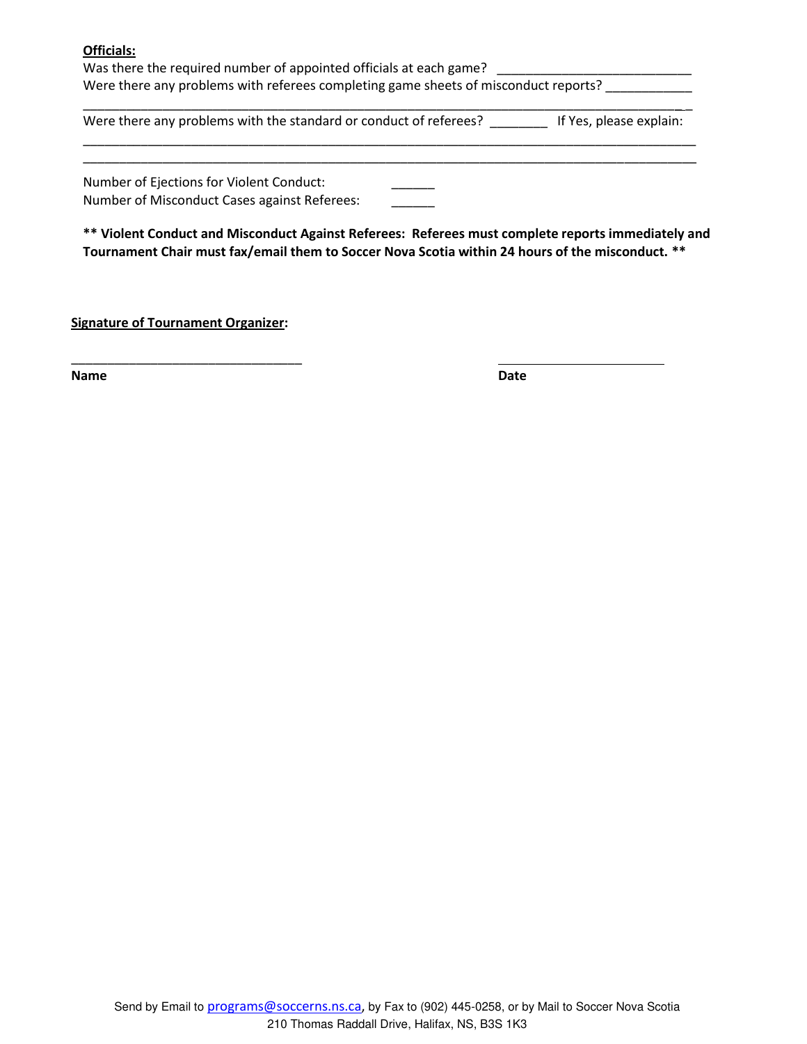**Officials:**

Was there the required number of appointed officials at each game? ___________________________

Were there any problems with referees completing game sheets of misconduct reports? ____________

_____________________________________________________________________________________________

Were there any problems with the standard or conduct of referees? ________ If Yes, please explain:

_____________________________________________________________________________________________

_____________________________________________________________________________________________

Number of Ejections for Violent Conduct: ______

Number of Misconduct Cases against Referees: ______

**\*\* Violent Conduct and Misconduct Against Referees: Referees must complete reports immediately and Tournament Chair must fax/email them to Soccer Nova Scotia within 24 hours of the misconduct. \*\***

**Signature of Tournament Organizer:**

_________________________________ _________________________

**Name** **Date**

Send by Email to programs@soccerns.ns.ca, by Fax to (902) 445-0258, or by Mail to Soccer Nova Scotia
210 Thomas Raddall Drive, Halifax, NS, B3S 1K3